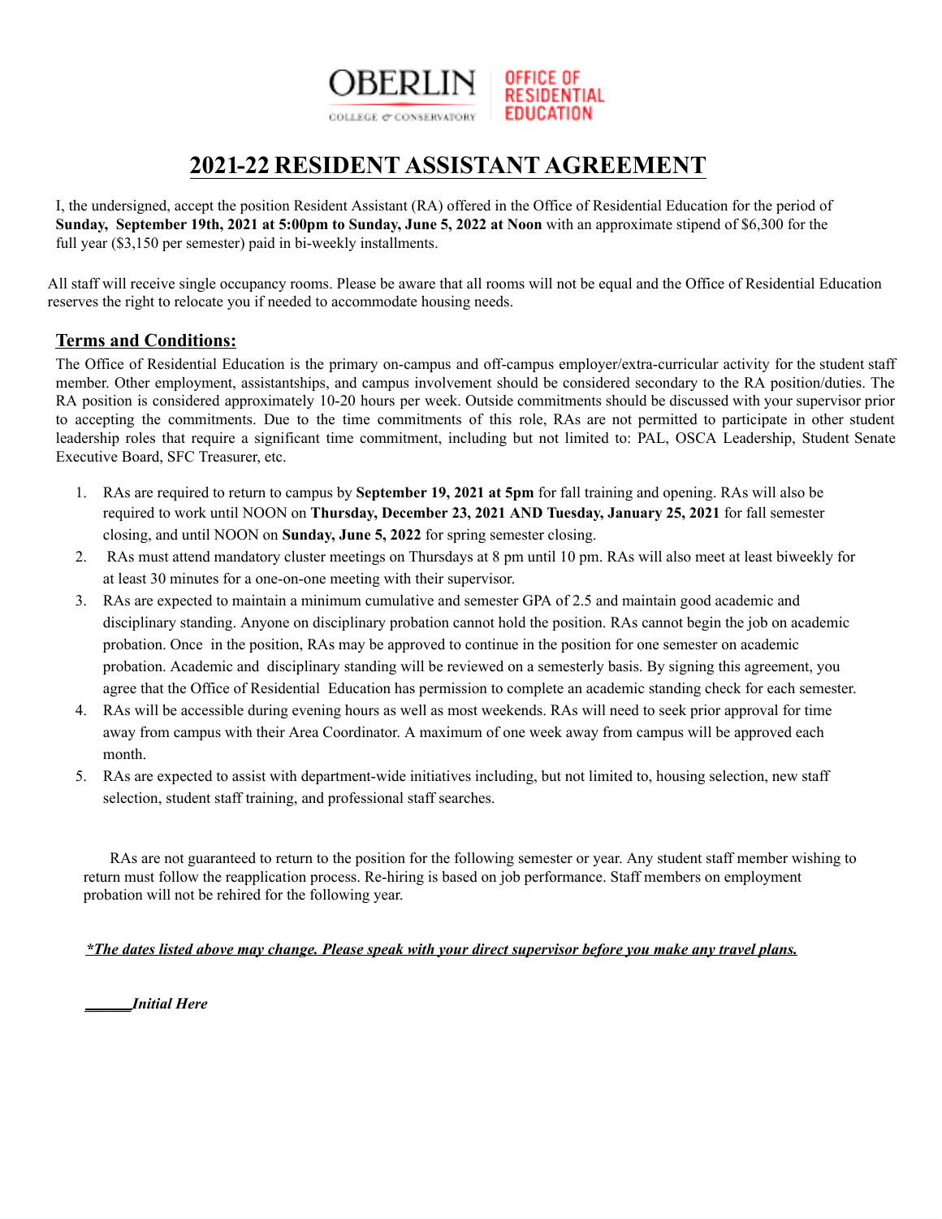OBERLIN COLLEGE & CONSERVATORY | OFFICE OF RESIDENTIAL EDUCATION

# 2021-22 RESIDENT ASSISTANT AGREEMENT

I, the undersigned, accept the position Resident Assistant (RA) offered in the Office of Residential Education for the period of **Sunday, September 19th, 2021 at 5:00pm to Sunday, June 5, 2022 at Noon** with an approximate stipend of $6,300 for the full year ($3,150 per semester) paid in bi-weekly installments.

All staff will receive single occupancy rooms. Please be aware that all rooms will not be equal and the Office of Residential Education reserves the right to relocate you if needed to accommodate housing needs.

## Terms and Conditions:

The Office of Residential Education is the primary on-campus and off-campus employer/extra-curricular activity for the student staff member. Other employment, assistantships, and campus involvement should be considered secondary to the RA position/duties. The RA position is considered approximately 10-20 hours per week. Outside commitments should be discussed with your supervisor prior to accepting the commitments. Due to the time commitments of this role, RAs are not permitted to participate in other student leadership roles that require a significant time commitment, including but not limited to: PAL, OSCA Leadership, Student Senate Executive Board, SFC Treasurer, etc.

1. RAs are required to return to campus by **September 19, 2021 at 5pm** for fall training and opening. RAs will also be required to work until NOON on **Thursday, December 23, 2021 AND Tuesday, January 25, 2021** for fall semester closing, and until NOON on **Sunday, June 5, 2022** for spring semester closing.
2. RAs must attend mandatory cluster meetings on Thursdays at 8 pm until 10 pm. RAs will also meet at least biweekly for at least 30 minutes for a one-on-one meeting with their supervisor.
3. RAs are expected to maintain a minimum cumulative and semester GPA of 2.5 and maintain good academic and disciplinary standing. Anyone on disciplinary probation cannot hold the position. RAs cannot begin the job on academic probation. Once in the position, RAs may be approved to continue in the position for one semester on academic probation. Academic and disciplinary standing will be reviewed on a semesterly basis. By signing this agreement, you agree that the Office of Residential Education has permission to complete an academic standing check for each semester.
4. RAs will be accessible during evening hours as well as most weekends. RAs will need to seek prior approval for time away from campus with their Area Coordinator. A maximum of one week away from campus will be approved each month.
5. RAs are expected to assist with department-wide initiatives including, but not limited to, housing selection, new staff selection, student staff training, and professional staff searches.

RAs are not guaranteed to return to the position for the following semester or year. Any student staff member wishing to return must follow the reapplication process. Re-hiring is based on job performance. Staff members on employment probation will not be rehired for the following year.

***\*The dates listed above may change. Please speak with your direct supervisor before you make any travel plans.***

______***Initial Here***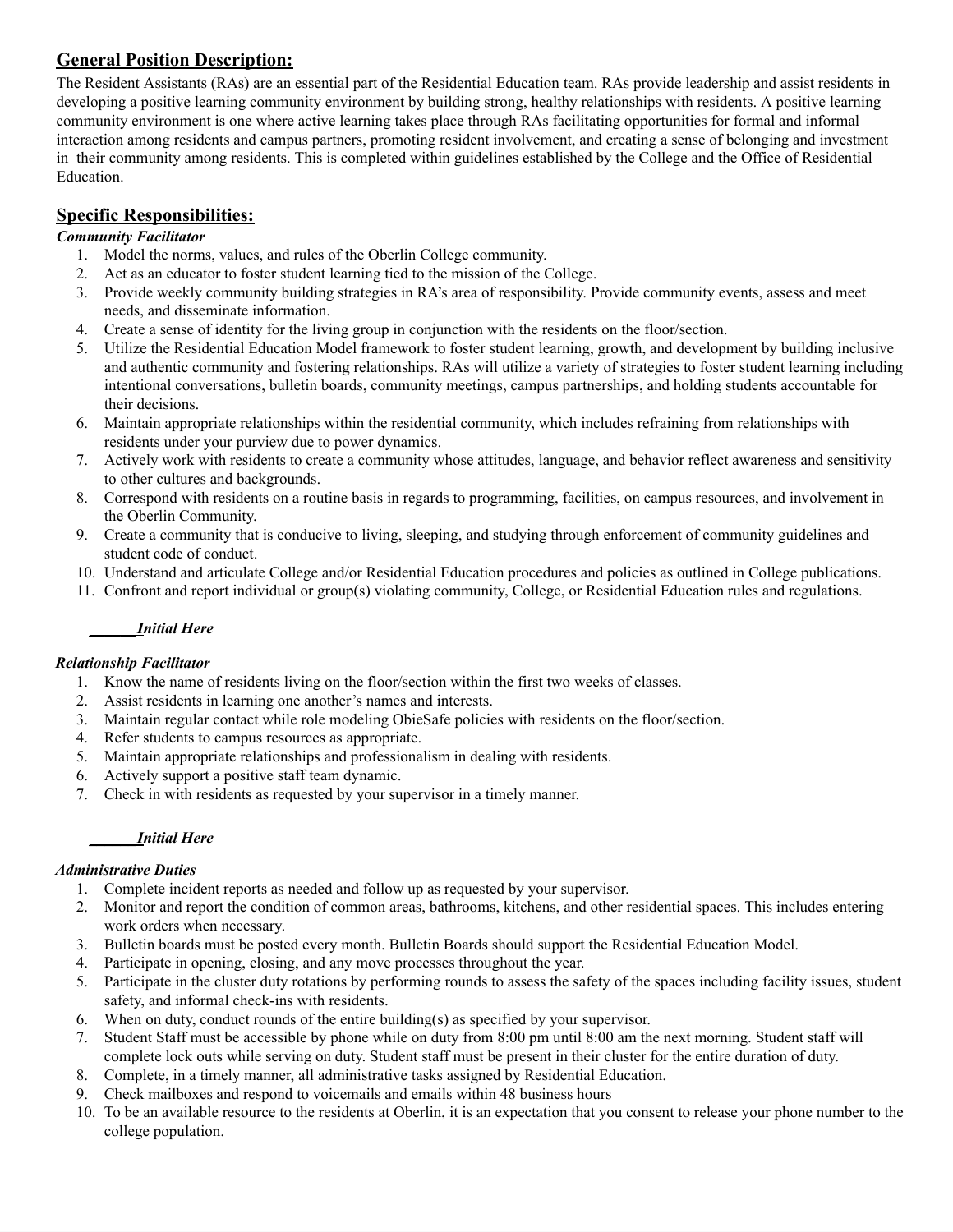## General Position Description:

The Resident Assistants (RAs) are an essential part of the Residential Education team. RAs provide leadership and assist residents in developing a positive learning community environment by building strong, healthy relationships with residents. A positive learning community environment is one where active learning takes place through RAs facilitating opportunities for formal and informal interaction among residents and campus partners, promoting resident involvement, and creating a sense of belonging and investment in their community among residents. This is completed within guidelines established by the College and the Office of Residential Education.

## Specific Responsibilities:

***Community Facilitator***

1. Model the norms, values, and rules of the Oberlin College community.
2. Act as an educator to foster student learning tied to the mission of the College.
3. Provide weekly community building strategies in RA's area of responsibility. Provide community events, assess and meet needs, and disseminate information.
4. Create a sense of identity for the living group in conjunction with the residents on the floor/section.
5. Utilize the Residential Education Model framework to foster student learning, growth, and development by building inclusive and authentic community and fostering relationships. RAs will utilize a variety of strategies to foster student learning including intentional conversations, bulletin boards, community meetings, campus partnerships, and holding students accountable for their decisions.
6. Maintain appropriate relationships within the residential community, which includes refraining from relationships with residents under your purview due to power dynamics.
7. Actively work with residents to create a community whose attitudes, language, and behavior reflect awareness and sensitivity to other cultures and backgrounds.
8. Correspond with residents on a routine basis in regards to programming, facilities, on campus resources, and involvement in the Oberlin Community.
9. Create a community that is conducive to living, sleeping, and studying through enforcement of community guidelines and student code of conduct.
10. Understand and articulate College and/or Residential Education procedures and policies as outlined in College publications.
11. Confront and report individual or group(s) violating community, College, or Residential Education rules and regulations.

______***Initial Here***

***Relationship Facilitator***

1. Know the name of residents living on the floor/section within the first two weeks of classes.
2. Assist residents in learning one another's names and interests.
3. Maintain regular contact while role modeling ObieSafe policies with residents on the floor/section.
4. Refer students to campus resources as appropriate.
5. Maintain appropriate relationships and professionalism in dealing with residents.
6. Actively support a positive staff team dynamic.
7. Check in with residents as requested by your supervisor in a timely manner.

______***Initial Here***

***Administrative Duties***

1. Complete incident reports as needed and follow up as requested by your supervisor.
2. Monitor and report the condition of common areas, bathrooms, kitchens, and other residential spaces. This includes entering work orders when necessary.
3. Bulletin boards must be posted every month. Bulletin Boards should support the Residential Education Model.
4. Participate in opening, closing, and any move processes throughout the year.
5. Participate in the cluster duty rotations by performing rounds to assess the safety of the spaces including facility issues, student safety, and informal check-ins with residents.
6. When on duty, conduct rounds of the entire building(s) as specified by your supervisor.
7. Student Staff must be accessible by phone while on duty from 8:00 pm until 8:00 am the next morning. Student staff will complete lock outs while serving on duty. Student staff must be present in their cluster for the entire duration of duty.
8. Complete, in a timely manner, all administrative tasks assigned by Residential Education.
9. Check mailboxes and respond to voicemails and emails within 48 business hours
10. To be an available resource to the residents at Oberlin, it is an expectation that you consent to release your phone number to the college population.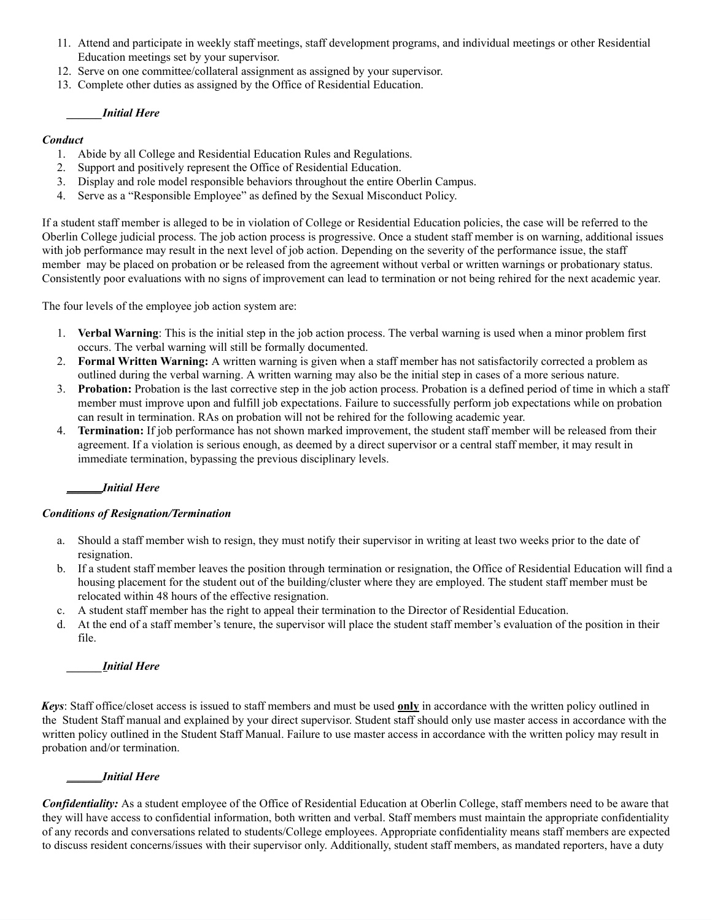11. Attend and participate in weekly staff meetings, staff development programs, and individual meetings or other Residential Education meetings set by your supervisor.
12. Serve on one committee/collateral assignment as assigned by your supervisor.
13. Complete other duties as assigned by the Office of Residential Education.

______*Initial Here*

***Conduct***

1. Abide by all College and Residential Education Rules and Regulations.
2. Support and positively represent the Office of Residential Education.
3. Display and role model responsible behaviors throughout the entire Oberlin Campus.
4. Serve as a "Responsible Employee" as defined by the Sexual Misconduct Policy.

If a student staff member is alleged to be in violation of College or Residential Education policies, the case will be referred to the Oberlin College judicial process. The job action process is progressive. Once a student staff member is on warning, additional issues with job performance may result in the next level of job action. Depending on the severity of the performance issue, the staff member may be placed on probation or be released from the agreement without verbal or written warnings or probationary status. Consistently poor evaluations with no signs of improvement can lead to termination or not being rehired for the next academic year.

The four levels of the employee job action system are:

1. **Verbal Warning**: This is the initial step in the job action process. The verbal warning is used when a minor problem first occurs. The verbal warning will still be formally documented.
2. **Formal Written Warning:** A written warning is given when a staff member has not satisfactorily corrected a problem as outlined during the verbal warning. A written warning may also be the initial step in cases of a more serious nature.
3. **Probation:** Probation is the last corrective step in the job action process. Probation is a defined period of time in which a staff member must improve upon and fulfill job expectations. Failure to successfully perform job expectations while on probation can result in termination. RAs on probation will not be rehired for the following academic year.
4. **Termination:** If job performance has not shown marked improvement, the student staff member will be released from their agreement. If a violation is serious enough, as deemed by a direct supervisor or a central staff member, it may result in immediate termination, bypassing the previous disciplinary levels.

______*Initial Here*

***Conditions of Resignation/Termination***

a. Should a staff member wish to resign, they must notify their supervisor in writing at least two weeks prior to the date of resignation.
b. If a student staff member leaves the position through termination or resignation, the Office of Residential Education will find a housing placement for the student out of the building/cluster where they are employed. The student staff member must be relocated within 48 hours of the effective resignation.
c. A student staff member has the right to appeal their termination to the Director of Residential Education.
d. At the end of a staff member's tenure, the supervisor will place the student staff member's evaluation of the position in their file.

______*Initial Here*

***Keys***: Staff office/closet access is issued to staff members and must be used **only** in accordance with the written policy outlined in the Student Staff manual and explained by your direct supervisor. Student staff should only use master access in accordance with the written policy outlined in the Student Staff Manual. Failure to use master access in accordance with the written policy may result in probation and/or termination.

______*Initial Here*

***Confidentiality:*** As a student employee of the Office of Residential Education at Oberlin College, staff members need to be aware that they will have access to confidential information, both written and verbal. Staff members must maintain the appropriate confidentiality of any records and conversations related to students/College employees. Appropriate confidentiality means staff members are expected to discuss resident concerns/issues with their supervisor only. Additionally, student staff members, as mandated reporters, have a duty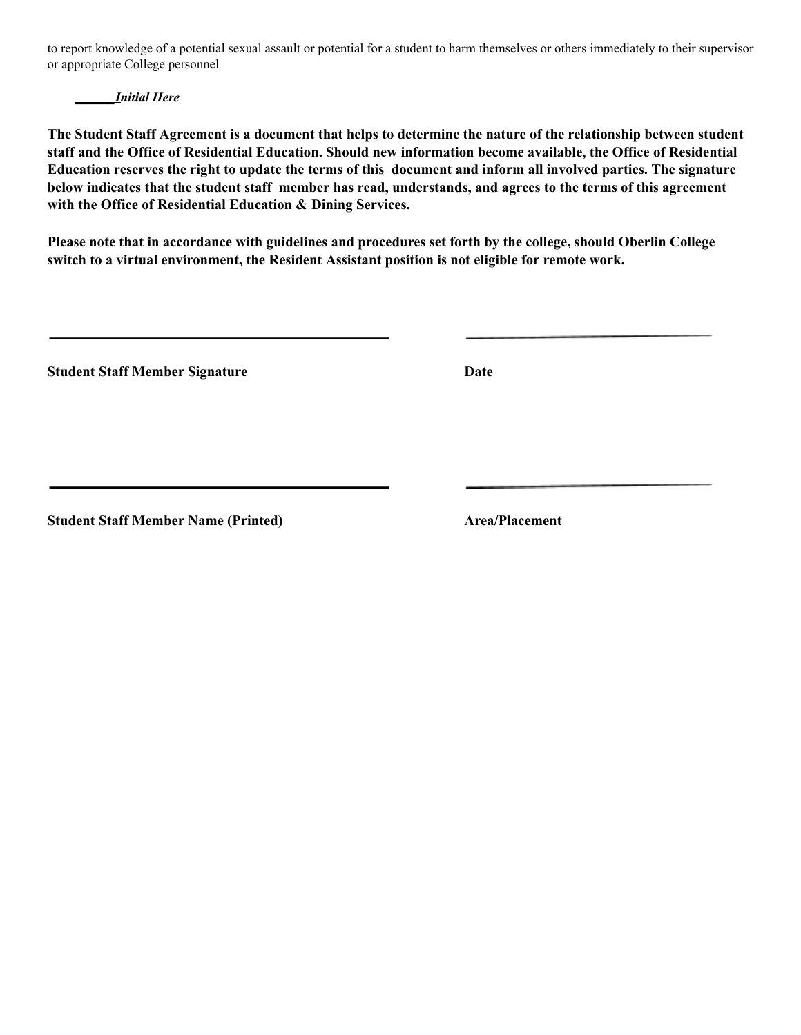to report knowledge of a potential sexual assault or potential for a student to harm themselves or others immediately to their supervisor or appropriate College personnel

______*Initial Here*

**The Student Staff Agreement is a document that helps to determine the nature of the relationship between student staff and the Office of Residential Education. Should new information become available, the Office of Residential Education reserves the right to update the terms of this document and inform all involved parties. The signature below indicates that the student staff member has read, understands, and agrees to the terms of this agreement with the Office of Residential Education & Dining Services.**

**Please note that in accordance with guidelines and procedures set forth by the college, should Oberlin College switch to a virtual environment, the Resident Assistant position is not eligible for remote work.**

______________________________________________ ______________________________

**Student Staff Member Signature** **Date**

______________________________________________ ______________________________

**Student Staff Member Name (Printed)** **Area/Placement**